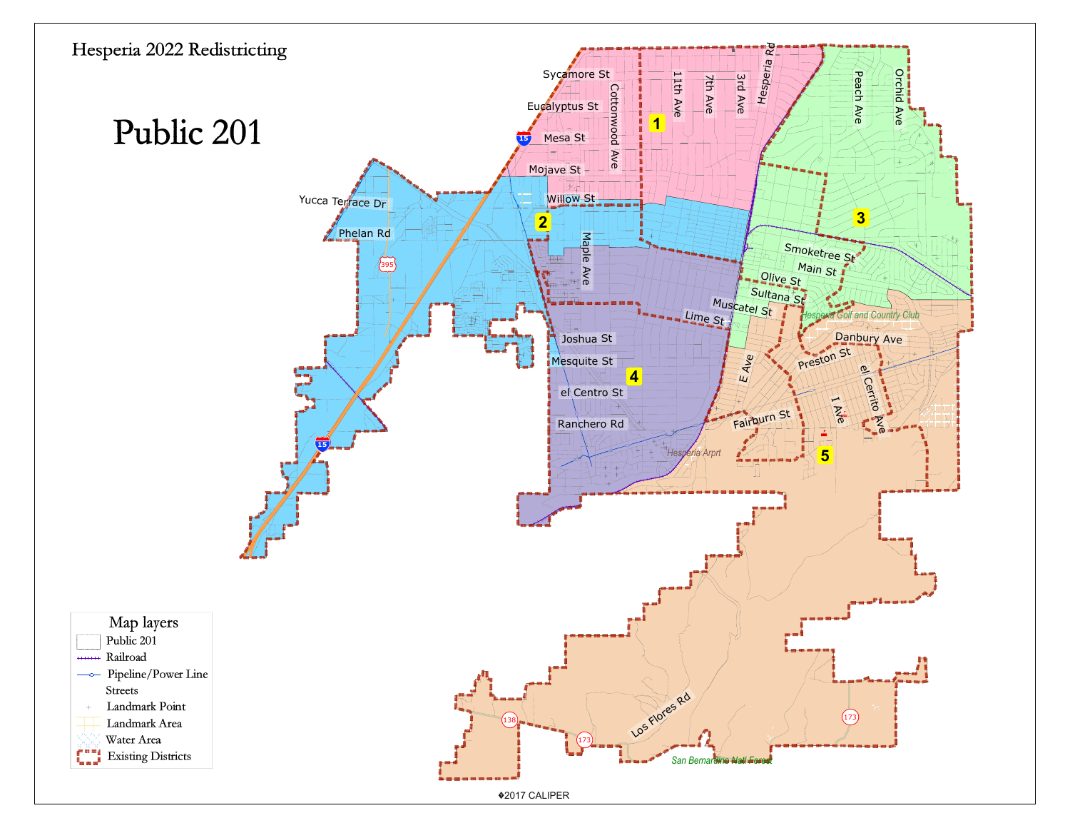Hesperia 2022 Redistricting

# Public 201

Sycamore St
Eucalyptus St
Mesa St
Mojave St
Willow St
Yucca Terrace Dr
Phelan Rd
Cottonwood Ave
11th Ave
7th Ave
3rd Ave
Hesperia Rd
Peach Ave
Orchid Ave
Maple Ave
Smoketree St
Main St
Olive St
Sultana St
Muscatel St
Lime St
Hesperia Golf and Country Club
Joshua St
Mesquite St
el Centro St
Ranchero Rd
Danbury Ave
Preston St
E Ave
el Cerrito Ave
I Ave
Fairburn St
Hesperia Arpt
Los Flores Rd
San Bernardino Nat Forest

1
2
3
4
5

15
395
138
173

**Map layers**

- Public 201
- Railroad
- Pipeline/Power Line
- Streets
- Landmark Point
- Landmark Area
- Water Area
- Existing Districts

©2017 CALIPER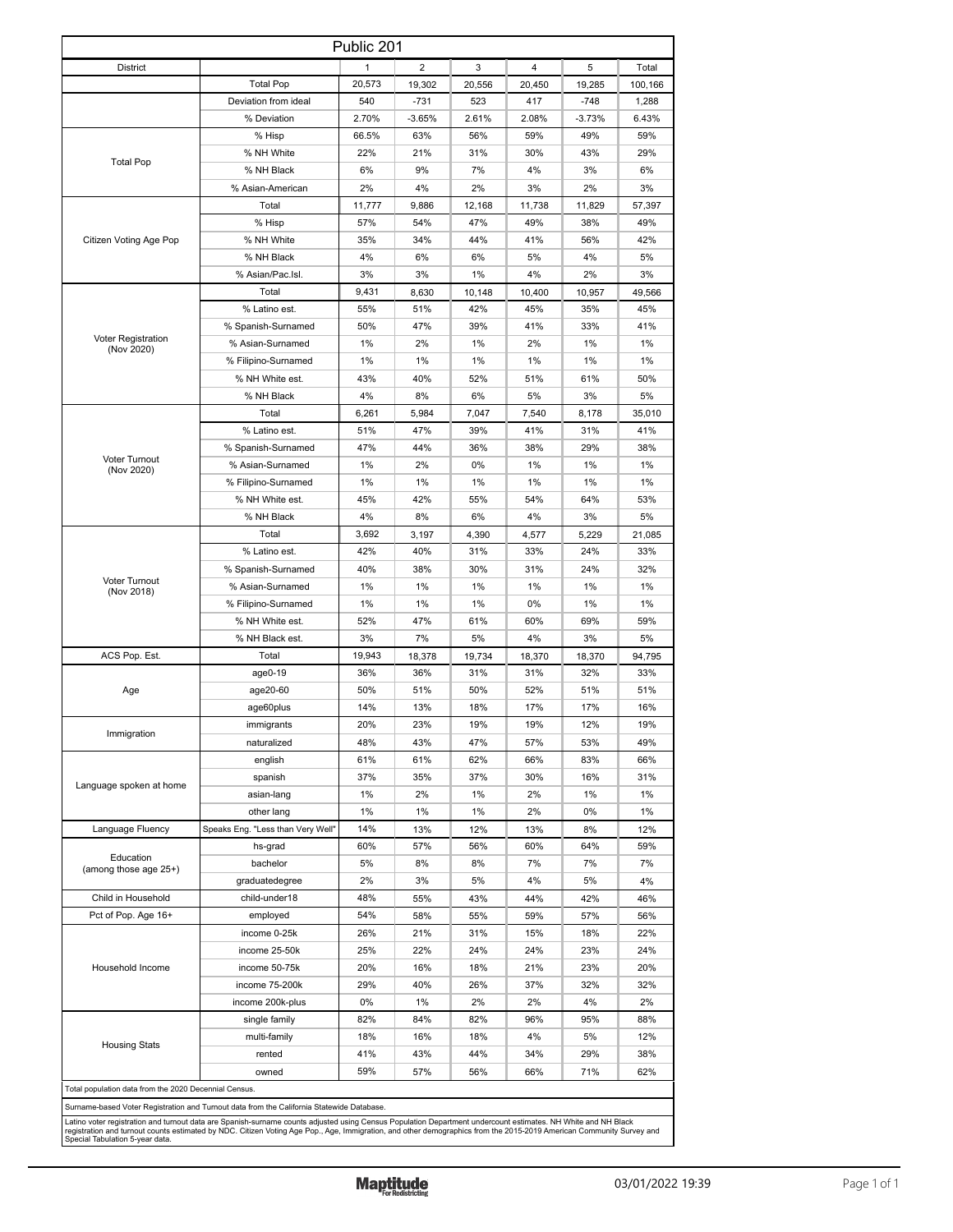# Public 201

| District | | 1 | 2 | 3 | 4 | 5 | Total |
|---|---|---|---|---|---|---|---|
| | Total Pop | 20,573 | 19,302 | 20,556 | 20,450 | 19,285 | 100,166 |
| | Deviation from ideal | 540 | -731 | 523 | 417 | -748 | 1,288 |
| | % Deviation | 2.70% | -3.65% | 2.61% | 2.08% | -3.73% | 6.43% |
| Total Pop | % Hisp | 66.5% | 63% | 56% | 59% | 49% | 59% |
| | % NH White | 22% | 21% | 31% | 30% | 43% | 29% |
| | % NH Black | 6% | 9% | 7% | 4% | 3% | 6% |
| | % Asian-American | 2% | 4% | 2% | 3% | 2% | 3% |
| Citizen Voting Age Pop | Total | 11,777 | 9,886 | 12,168 | 11,738 | 11,829 | 57,397 |
| | % Hisp | 57% | 54% | 47% | 49% | 38% | 49% |
| | % NH White | 35% | 34% | 44% | 41% | 56% | 42% |
| | % NH Black | 4% | 6% | 6% | 5% | 4% | 5% |
| | % Asian/Pac.Isl. | 3% | 3% | 1% | 4% | 2% | 3% |
| Voter Registration (Nov 2020) | Total | 9,431 | 8,630 | 10,148 | 10,400 | 10,957 | 49,566 |
| | % Latino est. | 55% | 51% | 42% | 45% | 35% | 45% |
| | % Spanish-Surnamed | 50% | 47% | 39% | 41% | 33% | 41% |
| | % Asian-Surnamed | 1% | 2% | 1% | 2% | 1% | 1% |
| | % Filipino-Surnamed | 1% | 1% | 1% | 1% | 1% | 1% |
| | % NH White est. | 43% | 40% | 52% | 51% | 61% | 50% |
| | % NH Black | 4% | 8% | 6% | 5% | 3% | 5% |
| Voter Turnout (Nov 2020) | Total | 6,261 | 5,984 | 7,047 | 7,540 | 8,178 | 35,010 |
| | % Latino est. | 51% | 47% | 39% | 41% | 31% | 41% |
| | % Spanish-Surnamed | 47% | 44% | 36% | 38% | 29% | 38% |
| | % Asian-Surnamed | 1% | 2% | 0% | 1% | 1% | 1% |
| | % Filipino-Surnamed | 1% | 1% | 1% | 1% | 1% | 1% |
| | % NH White est. | 45% | 42% | 55% | 54% | 64% | 53% |
| | % NH Black | 4% | 8% | 6% | 4% | 3% | 5% |
| Voter Turnout (Nov 2018) | Total | 3,692 | 3,197 | 4,390 | 4,577 | 5,229 | 21,085 |
| | % Latino est. | 42% | 40% | 31% | 33% | 24% | 33% |
| | % Spanish-Surnamed | 40% | 38% | 30% | 31% | 24% | 32% |
| | % Asian-Surnamed | 1% | 1% | 1% | 1% | 1% | 1% |
| | % Filipino-Surnamed | 1% | 1% | 1% | 0% | 1% | 1% |
| | % NH White est. | 52% | 47% | 61% | 60% | 69% | 59% |
| | % NH Black est. | 3% | 7% | 5% | 4% | 3% | 5% |
| ACS Pop. Est. | Total | 19,943 | 18,378 | 19,734 | 18,370 | 18,370 | 94,795 |
| Age | age0-19 | 36% | 36% | 31% | 31% | 32% | 33% |
| | age20-60 | 50% | 51% | 50% | 52% | 51% | 51% |
| | age60plus | 14% | 13% | 18% | 17% | 17% | 16% |
| Immigration | immigrants | 20% | 23% | 19% | 19% | 12% | 19% |
| | naturalized | 48% | 43% | 47% | 57% | 53% | 49% |
| Language spoken at home | english | 61% | 61% | 62% | 66% | 83% | 66% |
| | spanish | 37% | 35% | 37% | 30% | 16% | 31% |
| | asian-lang | 1% | 2% | 1% | 2% | 1% | 1% |
| | other lang | 1% | 1% | 1% | 2% | 0% | 1% |
| Language Fluency | Speaks Eng. "Less than Very Well" | 14% | 13% | 12% | 13% | 8% | 12% |
| Education (among those age 25+) | hs-grad | 60% | 57% | 56% | 60% | 64% | 59% |
| | bachelor | 5% | 8% | 8% | 7% | 7% | 7% |
| | graduatedegree | 2% | 3% | 5% | 4% | 5% | 4% |
| Child in Household | child-under18 | 48% | 55% | 43% | 44% | 42% | 46% |
| Pct of Pop. Age 16+ | employed | 54% | 58% | 55% | 59% | 57% | 56% |
| Household Income | income 0-25k | 26% | 21% | 31% | 15% | 18% | 22% |
| | income 25-50k | 25% | 22% | 24% | 24% | 23% | 24% |
| | income 50-75k | 20% | 16% | 18% | 21% | 23% | 20% |
| | income 75-200k | 29% | 40% | 26% | 37% | 32% | 32% |
| | income 200k-plus | 0% | 1% | 2% | 2% | 4% | 2% |
| Housing Stats | single family | 82% | 84% | 82% | 96% | 95% | 88% |
| | multi-family | 18% | 16% | 18% | 4% | 5% | 12% |
| | rented | 41% | 43% | 44% | 34% | 29% | 38% |
| | owned | 59% | 57% | 56% | 66% | 71% | 62% |

Total population data from the 2020 Decennial Census.

Surname-based Voter Registration and Turnout data from the California Statewide Database.

Latino voter registration and turnout data are Spanish-surname counts adjusted using Census Population Department undercount estimates. NH White and NH Black registration and turnout counts estimated by NDC. Citizen Voting Age Pop., Age, Immigration, and other demographics from the 2015-2019 American Community Survey and Special Tabulation 5-year data.

Maptitude For Redistricting 03/01/2022 19:39